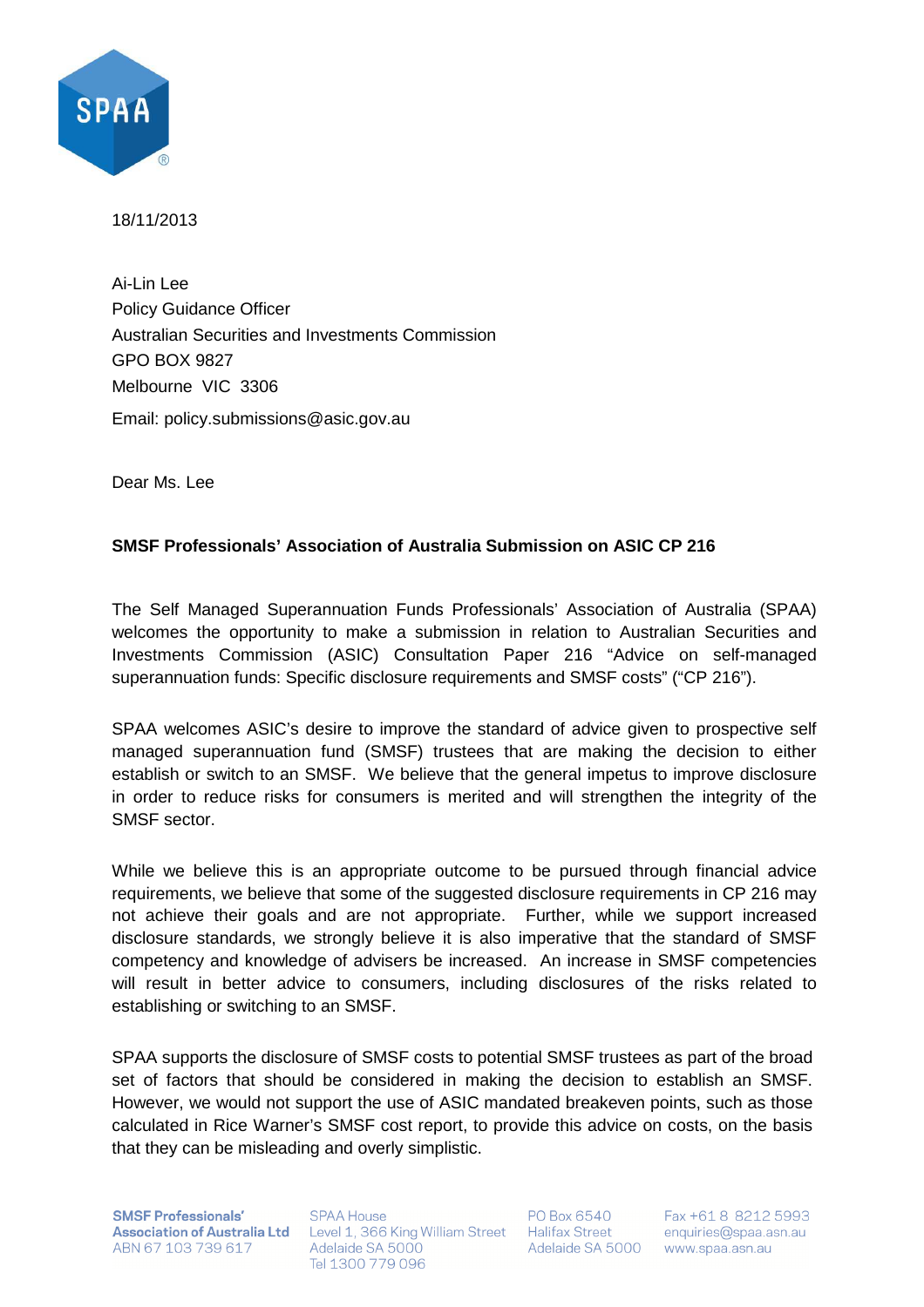18/11/2013

Ai-Lin Lee
Policy Guidance Officer
Australian Securities and Investments Commission
GPO BOX 9827
Melbourne VIC 3306

Email: policy.submissions@asic.gov.au

Dear Ms. Lee

**SMSF Professionals' Association of Australia Submission on ASIC CP 216**

The Self Managed Superannuation Funds Professionals' Association of Australia (SPAA) welcomes the opportunity to make a submission in relation to Australian Securities and Investments Commission (ASIC) Consultation Paper 216 "Advice on self-managed superannuation funds: Specific disclosure requirements and SMSF costs" ("CP 216").

SPAA welcomes ASIC's desire to improve the standard of advice given to prospective self managed superannuation fund (SMSF) trustees that are making the decision to either establish or switch to an SMSF. We believe that the general impetus to improve disclosure in order to reduce risks for consumers is merited and will strengthen the integrity of the SMSF sector.

While we believe this is an appropriate outcome to be pursued through financial advice requirements, we believe that some of the suggested disclosure requirements in CP 216 may not achieve their goals and are not appropriate. Further, while we support increased disclosure standards, we strongly believe it is also imperative that the standard of SMSF competency and knowledge of advisers be increased. An increase in SMSF competencies will result in better advice to consumers, including disclosures of the risks related to establishing or switching to an SMSF.

SPAA supports the disclosure of SMSF costs to potential SMSF trustees as part of the broad set of factors that should be considered in making the decision to establish an SMSF. However, we would not support the use of ASIC mandated breakeven points, such as those calculated in Rice Warner's SMSF cost report, to provide this advice on costs, on the basis that they can be misleading and overly simplistic.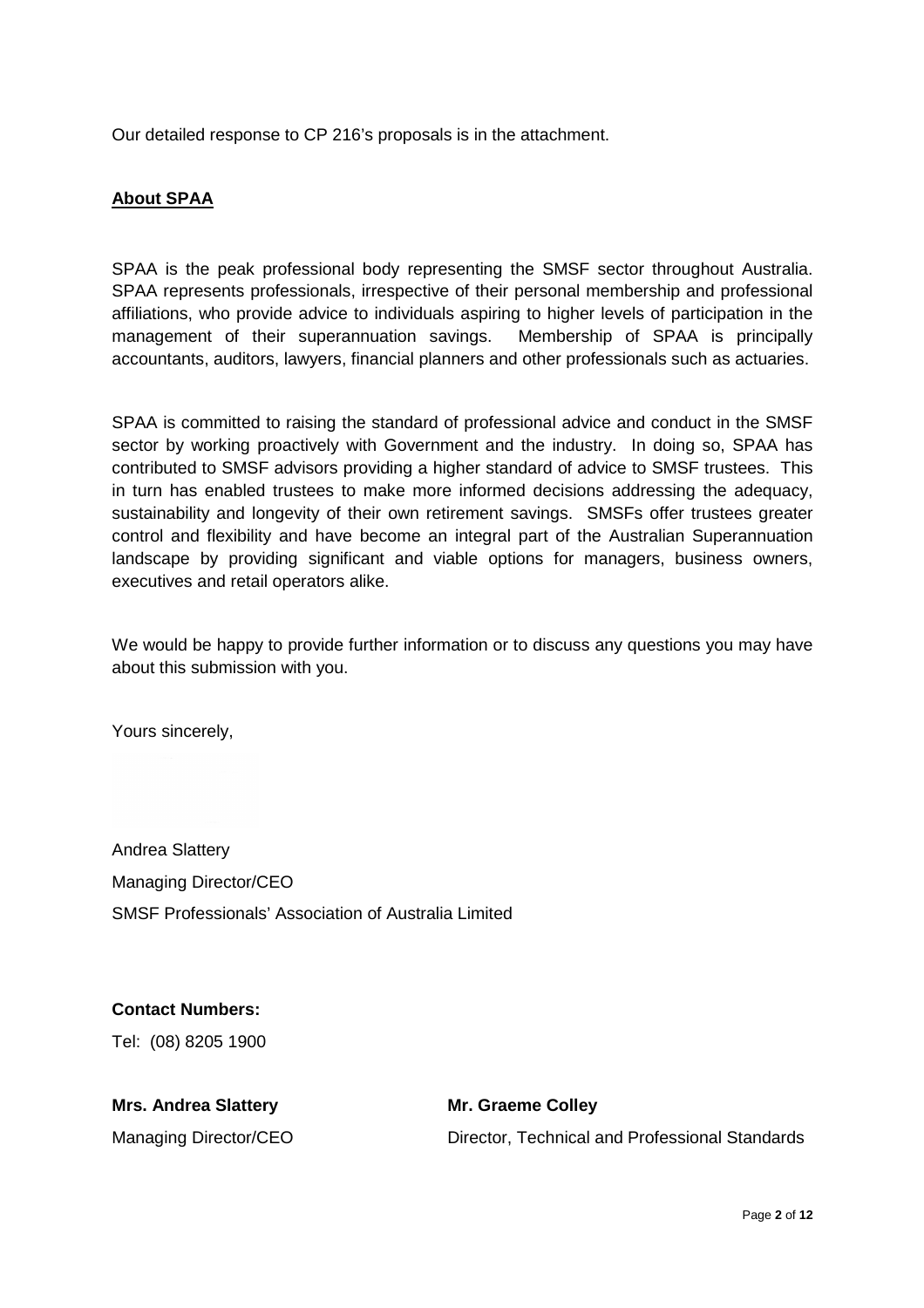Our detailed response to CP 216's proposals is in the attachment.

**About SPAA**

SPAA is the peak professional body representing the SMSF sector throughout Australia. SPAA represents professionals, irrespective of their personal membership and professional affiliations, who provide advice to individuals aspiring to higher levels of participation in the management of their superannuation savings. Membership of SPAA is principally accountants, auditors, lawyers, financial planners and other professionals such as actuaries.

SPAA is committed to raising the standard of professional advice and conduct in the SMSF sector by working proactively with Government and the industry. In doing so, SPAA has contributed to SMSF advisors providing a higher standard of advice to SMSF trustees. This in turn has enabled trustees to make more informed decisions addressing the adequacy, sustainability and longevity of their own retirement savings. SMSFs offer trustees greater control and flexibility and have become an integral part of the Australian Superannuation landscape by providing significant and viable options for managers, business owners, executives and retail operators alike.

We would be happy to provide further information or to discuss any questions you may have about this submission with you.

Yours sincerely,

Andrea Slattery

Managing Director/CEO

SMSF Professionals' Association of Australia Limited

**Contact Numbers:**

Tel: (08) 8205 1900

**Mrs. Andrea Slattery**

Managing Director/CEO

**Mr. Graeme Colley**

Director, Technical and Professional Standards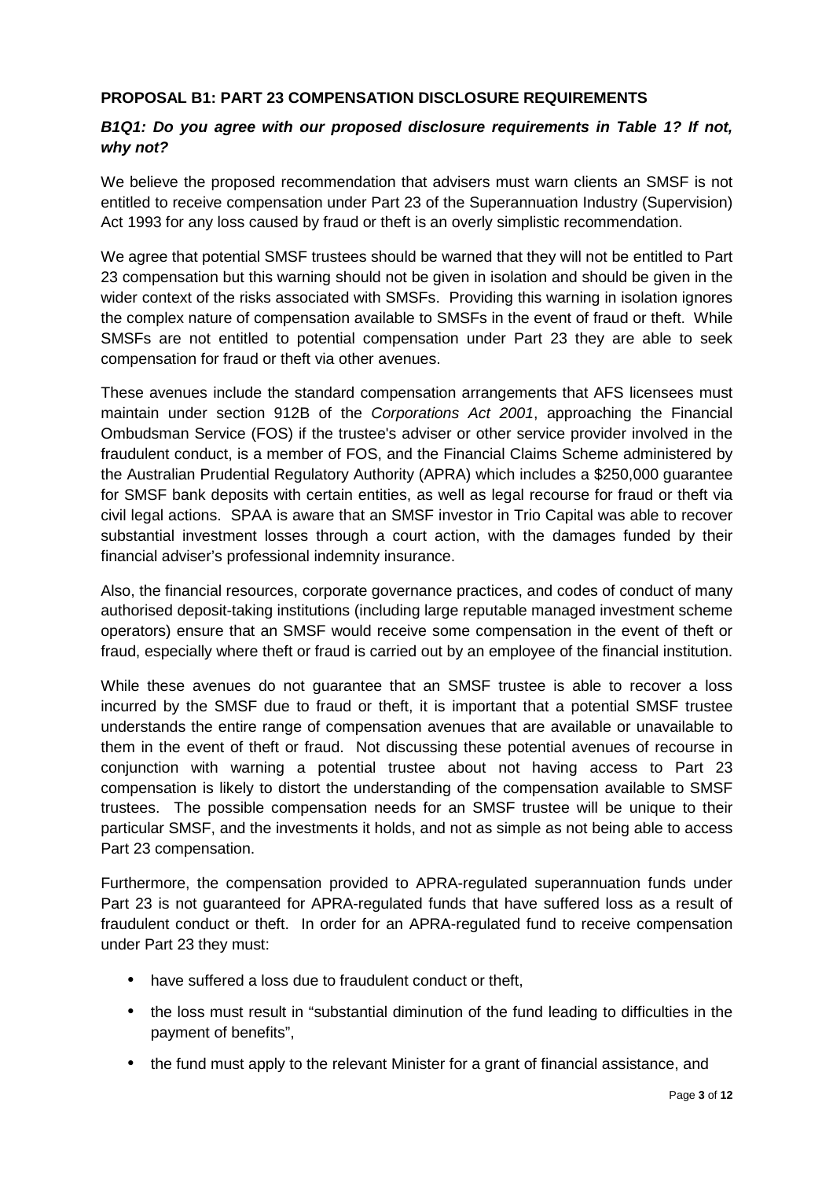**PROPOSAL B1: PART 23 COMPENSATION DISCLOSURE REQUIREMENTS**

***B1Q1: Do you agree with our proposed disclosure requirements in Table 1? If not, why not?***

We believe the proposed recommendation that advisers must warn clients an SMSF is not entitled to receive compensation under Part 23 of the Superannuation Industry (Supervision) Act 1993 for any loss caused by fraud or theft is an overly simplistic recommendation.

We agree that potential SMSF trustees should be warned that they will not be entitled to Part 23 compensation but this warning should not be given in isolation and should be given in the wider context of the risks associated with SMSFs. Providing this warning in isolation ignores the complex nature of compensation available to SMSFs in the event of fraud or theft. While SMSFs are not entitled to potential compensation under Part 23 they are able to seek compensation for fraud or theft via other avenues.

These avenues include the standard compensation arrangements that AFS licensees must maintain under section 912B of the *Corporations Act 2001*, approaching the Financial Ombudsman Service (FOS) if the trustee's adviser or other service provider involved in the fraudulent conduct, is a member of FOS, and the Financial Claims Scheme administered by the Australian Prudential Regulatory Authority (APRA) which includes a $250,000 guarantee for SMSF bank deposits with certain entities, as well as legal recourse for fraud or theft via civil legal actions. SPAA is aware that an SMSF investor in Trio Capital was able to recover substantial investment losses through a court action, with the damages funded by their financial adviser's professional indemnity insurance.

Also, the financial resources, corporate governance practices, and codes of conduct of many authorised deposit-taking institutions (including large reputable managed investment scheme operators) ensure that an SMSF would receive some compensation in the event of theft or fraud, especially where theft or fraud is carried out by an employee of the financial institution.

While these avenues do not guarantee that an SMSF trustee is able to recover a loss incurred by the SMSF due to fraud or theft, it is important that a potential SMSF trustee understands the entire range of compensation avenues that are available or unavailable to them in the event of theft or fraud. Not discussing these potential avenues of recourse in conjunction with warning a potential trustee about not having access to Part 23 compensation is likely to distort the understanding of the compensation available to SMSF trustees. The possible compensation needs for an SMSF trustee will be unique to their particular SMSF, and the investments it holds, and not as simple as not being able to access Part 23 compensation.

Furthermore, the compensation provided to APRA-regulated superannuation funds under Part 23 is not guaranteed for APRA-regulated funds that have suffered loss as a result of fraudulent conduct or theft. In order for an APRA-regulated fund to receive compensation under Part 23 they must:

- have suffered a loss due to fraudulent conduct or theft,
- the loss must result in "substantial diminution of the fund leading to difficulties in the payment of benefits",
- the fund must apply to the relevant Minister for a grant of financial assistance, and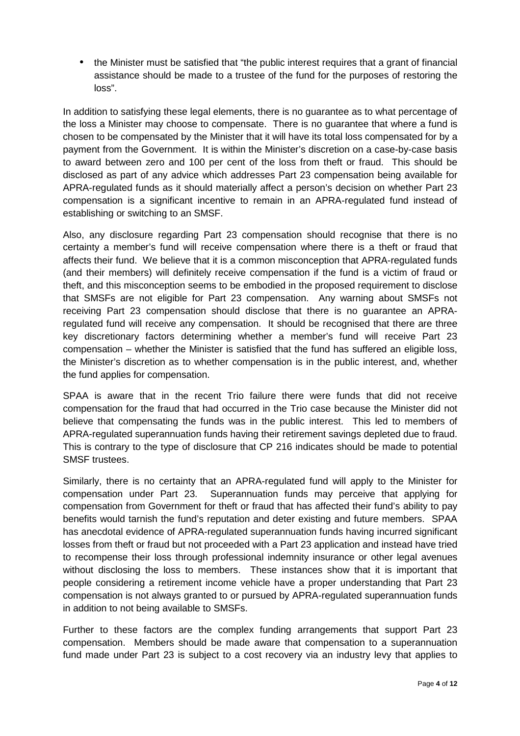- the Minister must be satisfied that "the public interest requires that a grant of financial assistance should be made to a trustee of the fund for the purposes of restoring the loss".

In addition to satisfying these legal elements, there is no guarantee as to what percentage of the loss a Minister may choose to compensate. There is no guarantee that where a fund is chosen to be compensated by the Minister that it will have its total loss compensated for by a payment from the Government. It is within the Minister's discretion on a case-by-case basis to award between zero and 100 per cent of the loss from theft or fraud. This should be disclosed as part of any advice which addresses Part 23 compensation being available for APRA-regulated funds as it should materially affect a person's decision on whether Part 23 compensation is a significant incentive to remain in an APRA-regulated fund instead of establishing or switching to an SMSF.

Also, any disclosure regarding Part 23 compensation should recognise that there is no certainty a member's fund will receive compensation where there is a theft or fraud that affects their fund. We believe that it is a common misconception that APRA-regulated funds (and their members) will definitely receive compensation if the fund is a victim of fraud or theft, and this misconception seems to be embodied in the proposed requirement to disclose that SMSFs are not eligible for Part 23 compensation. Any warning about SMSFs not receiving Part 23 compensation should disclose that there is no guarantee an APRA-regulated fund will receive any compensation. It should be recognised that there are three key discretionary factors determining whether a member's fund will receive Part 23 compensation – whether the Minister is satisfied that the fund has suffered an eligible loss, the Minister's discretion as to whether compensation is in the public interest, and, whether the fund applies for compensation.

SPAA is aware that in the recent Trio failure there were funds that did not receive compensation for the fraud that had occurred in the Trio case because the Minister did not believe that compensating the funds was in the public interest. This led to members of APRA-regulated superannuation funds having their retirement savings depleted due to fraud. This is contrary to the type of disclosure that CP 216 indicates should be made to potential SMSF trustees.

Similarly, there is no certainty that an APRA-regulated fund will apply to the Minister for compensation under Part 23. Superannuation funds may perceive that applying for compensation from Government for theft or fraud that has affected their fund's ability to pay benefits would tarnish the fund's reputation and deter existing and future members. SPAA has anecdotal evidence of APRA-regulated superannuation funds having incurred significant losses from theft or fraud but not proceeded with a Part 23 application and instead have tried to recompense their loss through professional indemnity insurance or other legal avenues without disclosing the loss to members. These instances show that it is important that people considering a retirement income vehicle have a proper understanding that Part 23 compensation is not always granted to or pursued by APRA-regulated superannuation funds in addition to not being available to SMSFs.

Further to these factors are the complex funding arrangements that support Part 23 compensation. Members should be made aware that compensation to a superannuation fund made under Part 23 is subject to a cost recovery via an industry levy that applies to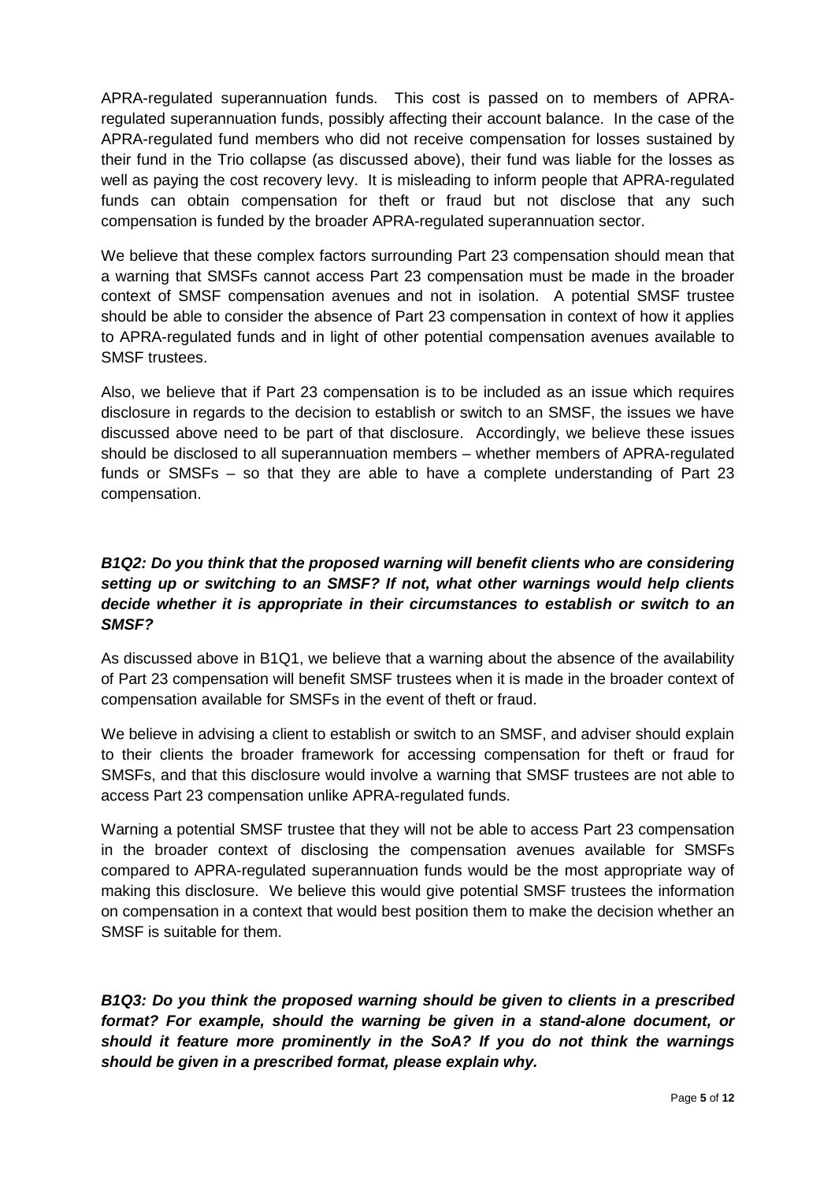APRA-regulated superannuation funds. This cost is passed on to members of APRA-regulated superannuation funds, possibly affecting their account balance. In the case of the APRA-regulated fund members who did not receive compensation for losses sustained by their fund in the Trio collapse (as discussed above), their fund was liable for the losses as well as paying the cost recovery levy. It is misleading to inform people that APRA-regulated funds can obtain compensation for theft or fraud but not disclose that any such compensation is funded by the broader APRA-regulated superannuation sector.

We believe that these complex factors surrounding Part 23 compensation should mean that a warning that SMSFs cannot access Part 23 compensation must be made in the broader context of SMSF compensation avenues and not in isolation. A potential SMSF trustee should be able to consider the absence of Part 23 compensation in context of how it applies to APRA-regulated funds and in light of other potential compensation avenues available to SMSF trustees.

Also, we believe that if Part 23 compensation is to be included as an issue which requires disclosure in regards to the decision to establish or switch to an SMSF, the issues we have discussed above need to be part of that disclosure. Accordingly, we believe these issues should be disclosed to all superannuation members – whether members of APRA-regulated funds or SMSFs – so that they are able to have a complete understanding of Part 23 compensation.

***B1Q2: Do you think that the proposed warning will benefit clients who are considering setting up or switching to an SMSF? If not, what other warnings would help clients decide whether it is appropriate in their circumstances to establish or switch to an SMSF?***

As discussed above in B1Q1, we believe that a warning about the absence of the availability of Part 23 compensation will benefit SMSF trustees when it is made in the broader context of compensation available for SMSFs in the event of theft or fraud.

We believe in advising a client to establish or switch to an SMSF, and adviser should explain to their clients the broader framework for accessing compensation for theft or fraud for SMSFs, and that this disclosure would involve a warning that SMSF trustees are not able to access Part 23 compensation unlike APRA-regulated funds.

Warning a potential SMSF trustee that they will not be able to access Part 23 compensation in the broader context of disclosing the compensation avenues available for SMSFs compared to APRA-regulated superannuation funds would be the most appropriate way of making this disclosure. We believe this would give potential SMSF trustees the information on compensation in a context that would best position them to make the decision whether an SMSF is suitable for them.

***B1Q3: Do you think the proposed warning should be given to clients in a prescribed format? For example, should the warning be given in a stand-alone document, or should it feature more prominently in the SoA? If you do not think the warnings should be given in a prescribed format, please explain why.***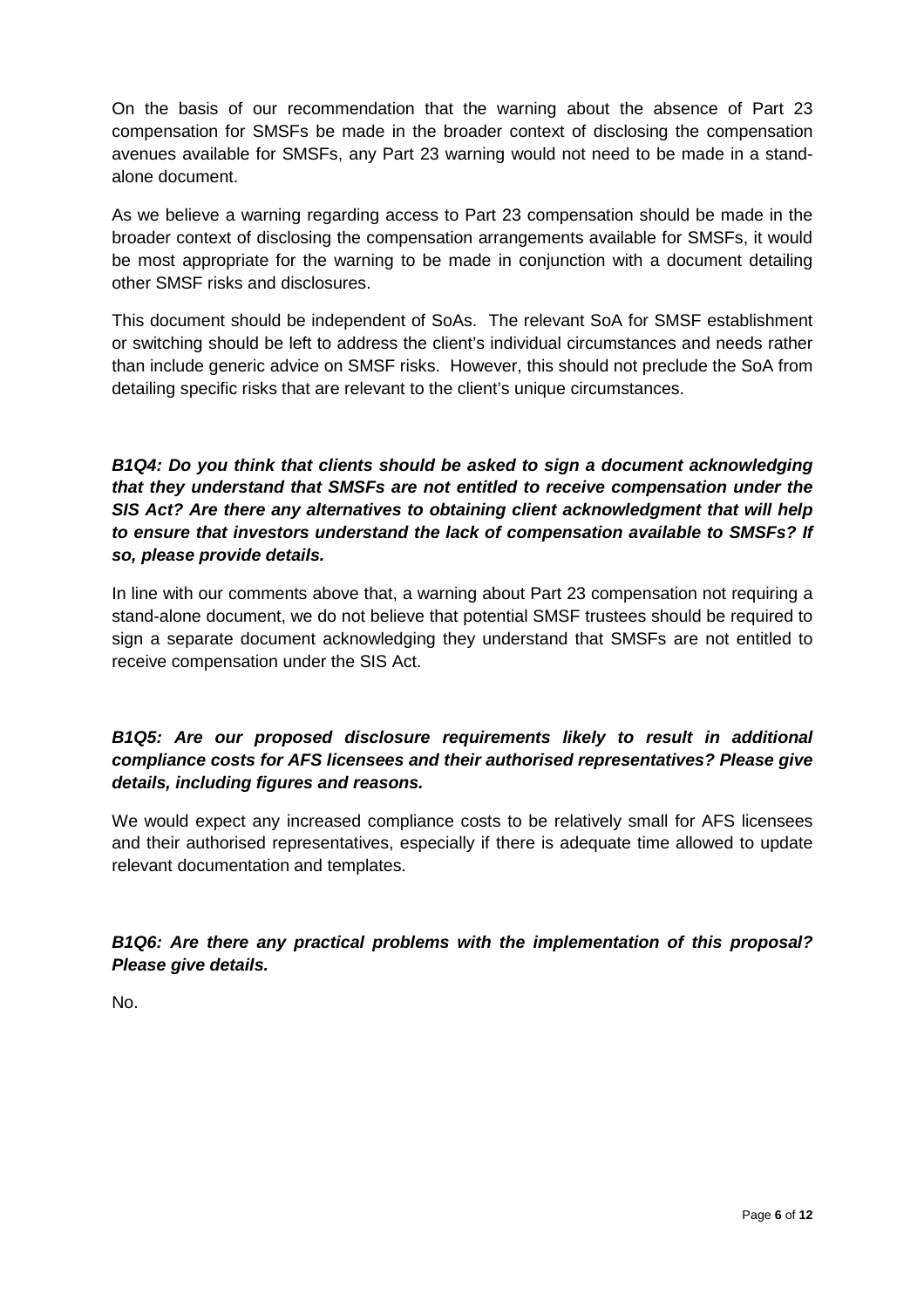On the basis of our recommendation that the warning about the absence of Part 23 compensation for SMSFs be made in the broader context of disclosing the compensation avenues available for SMSFs, any Part 23 warning would not need to be made in a stand-alone document.

As we believe a warning regarding access to Part 23 compensation should be made in the broader context of disclosing the compensation arrangements available for SMSFs, it would be most appropriate for the warning to be made in conjunction with a document detailing other SMSF risks and disclosures.

This document should be independent of SoAs. The relevant SoA for SMSF establishment or switching should be left to address the client's individual circumstances and needs rather than include generic advice on SMSF risks. However, this should not preclude the SoA from detailing specific risks that are relevant to the client's unique circumstances.

***B1Q4: Do you think that clients should be asked to sign a document acknowledging that they understand that SMSFs are not entitled to receive compensation under the SIS Act? Are there any alternatives to obtaining client acknowledgment that will help to ensure that investors understand the lack of compensation available to SMSFs? If so, please provide details.***

In line with our comments above that, a warning about Part 23 compensation not requiring a stand-alone document, we do not believe that potential SMSF trustees should be required to sign a separate document acknowledging they understand that SMSFs are not entitled to receive compensation under the SIS Act.

***B1Q5: Are our proposed disclosure requirements likely to result in additional compliance costs for AFS licensees and their authorised representatives? Please give details, including figures and reasons.***

We would expect any increased compliance costs to be relatively small for AFS licensees and their authorised representatives, especially if there is adequate time allowed to update relevant documentation and templates.

***B1Q6: Are there any practical problems with the implementation of this proposal? Please give details.***

No.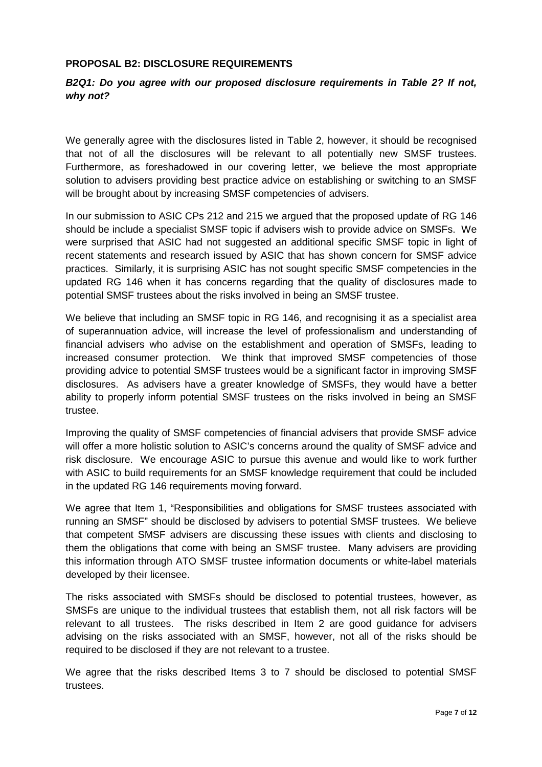## PROPOSAL B2: DISCLOSURE REQUIREMENTS

***B2Q1: Do you agree with our proposed disclosure requirements in Table 2? If not, why not?***

We generally agree with the disclosures listed in Table 2, however, it should be recognised that not of all the disclosures will be relevant to all potentially new SMSF trustees. Furthermore, as foreshadowed in our covering letter, we believe the most appropriate solution to advisers providing best practice advice on establishing or switching to an SMSF will be brought about by increasing SMSF competencies of advisers.

In our submission to ASIC CPs 212 and 215 we argued that the proposed update of RG 146 should be include a specialist SMSF topic if advisers wish to provide advice on SMSFs. We were surprised that ASIC had not suggested an additional specific SMSF topic in light of recent statements and research issued by ASIC that has shown concern for SMSF advice practices. Similarly, it is surprising ASIC has not sought specific SMSF competencies in the updated RG 146 when it has concerns regarding that the quality of disclosures made to potential SMSF trustees about the risks involved in being an SMSF trustee.

We believe that including an SMSF topic in RG 146, and recognising it as a specialist area of superannuation advice, will increase the level of professionalism and understanding of financial advisers who advise on the establishment and operation of SMSFs, leading to increased consumer protection. We think that improved SMSF competencies of those providing advice to potential SMSF trustees would be a significant factor in improving SMSF disclosures. As advisers have a greater knowledge of SMSFs, they would have a better ability to properly inform potential SMSF trustees on the risks involved in being an SMSF trustee.

Improving the quality of SMSF competencies of financial advisers that provide SMSF advice will offer a more holistic solution to ASIC's concerns around the quality of SMSF advice and risk disclosure. We encourage ASIC to pursue this avenue and would like to work further with ASIC to build requirements for an SMSF knowledge requirement that could be included in the updated RG 146 requirements moving forward.

We agree that Item 1, "Responsibilities and obligations for SMSF trustees associated with running an SMSF" should be disclosed by advisers to potential SMSF trustees. We believe that competent SMSF advisers are discussing these issues with clients and disclosing to them the obligations that come with being an SMSF trustee. Many advisers are providing this information through ATO SMSF trustee information documents or white-label materials developed by their licensee.

The risks associated with SMSFs should be disclosed to potential trustees, however, as SMSFs are unique to the individual trustees that establish them, not all risk factors will be relevant to all trustees. The risks described in Item 2 are good guidance for advisers advising on the risks associated with an SMSF, however, not all of the risks should be required to be disclosed if they are not relevant to a trustee.

We agree that the risks described Items 3 to 7 should be disclosed to potential SMSF trustees.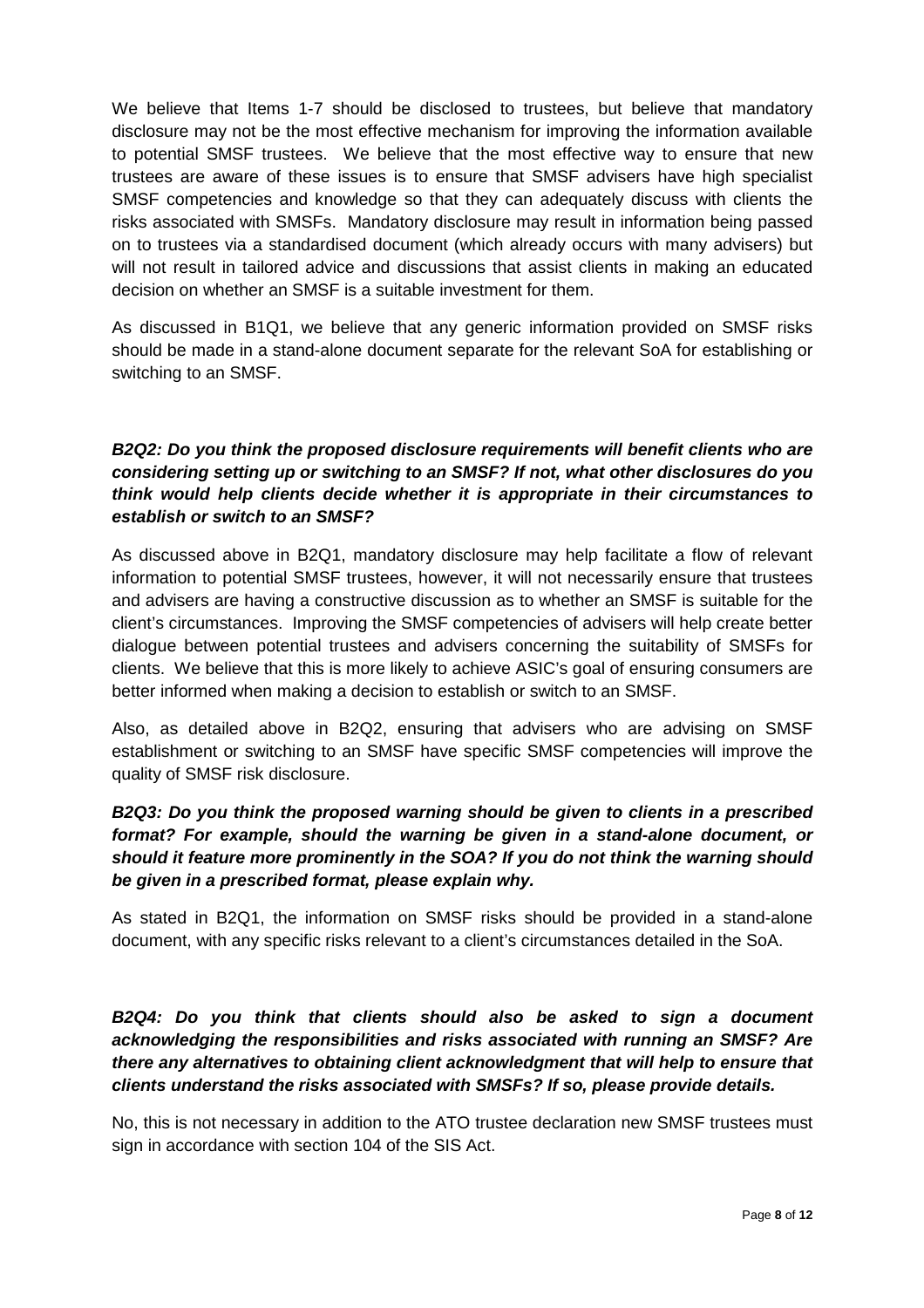We believe that Items 1-7 should be disclosed to trustees, but believe that mandatory disclosure may not be the most effective mechanism for improving the information available to potential SMSF trustees. We believe that the most effective way to ensure that new trustees are aware of these issues is to ensure that SMSF advisers have high specialist SMSF competencies and knowledge so that they can adequately discuss with clients the risks associated with SMSFs. Mandatory disclosure may result in information being passed on to trustees via a standardised document (which already occurs with many advisers) but will not result in tailored advice and discussions that assist clients in making an educated decision on whether an SMSF is a suitable investment for them.

As discussed in B1Q1, we believe that any generic information provided on SMSF risks should be made in a stand-alone document separate for the relevant SoA for establishing or switching to an SMSF.

***B2Q2: Do you think the proposed disclosure requirements will benefit clients who are considering setting up or switching to an SMSF? If not, what other disclosures do you think would help clients decide whether it is appropriate in their circumstances to establish or switch to an SMSF?***

As discussed above in B2Q1, mandatory disclosure may help facilitate a flow of relevant information to potential SMSF trustees, however, it will not necessarily ensure that trustees and advisers are having a constructive discussion as to whether an SMSF is suitable for the client's circumstances. Improving the SMSF competencies of advisers will help create better dialogue between potential trustees and advisers concerning the suitability of SMSFs for clients. We believe that this is more likely to achieve ASIC's goal of ensuring consumers are better informed when making a decision to establish or switch to an SMSF.

Also, as detailed above in B2Q2, ensuring that advisers who are advising on SMSF establishment or switching to an SMSF have specific SMSF competencies will improve the quality of SMSF risk disclosure.

***B2Q3: Do you think the proposed warning should be given to clients in a prescribed format? For example, should the warning be given in a stand-alone document, or should it feature more prominently in the SOA? If you do not think the warning should be given in a prescribed format, please explain why.***

As stated in B2Q1, the information on SMSF risks should be provided in a stand-alone document, with any specific risks relevant to a client's circumstances detailed in the SoA.

***B2Q4: Do you think that clients should also be asked to sign a document acknowledging the responsibilities and risks associated with running an SMSF? Are there any alternatives to obtaining client acknowledgment that will help to ensure that clients understand the risks associated with SMSFs? If so, please provide details.***

No, this is not necessary in addition to the ATO trustee declaration new SMSF trustees must sign in accordance with section 104 of the SIS Act.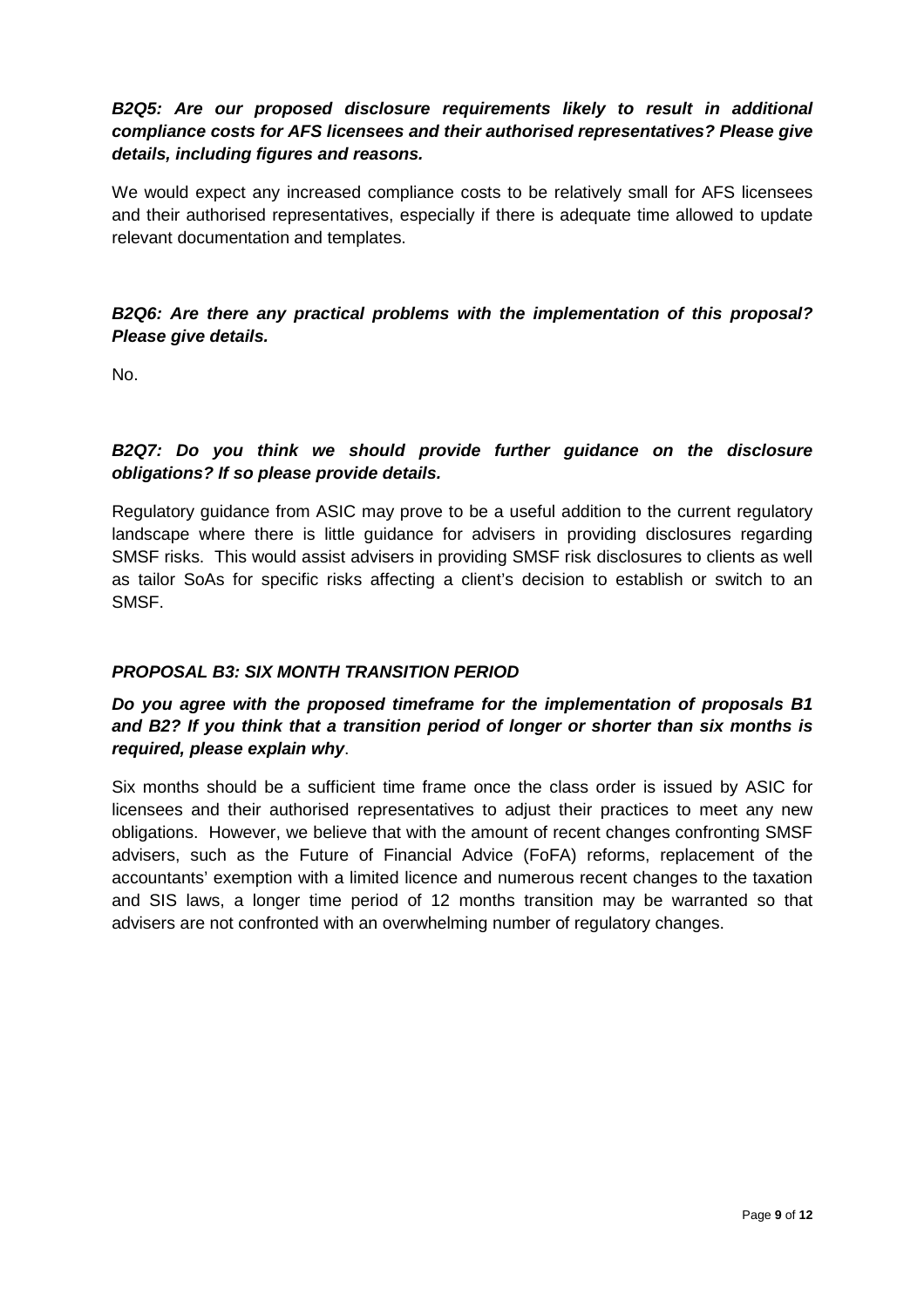***B2Q5: Are our proposed disclosure requirements likely to result in additional compliance costs for AFS licensees and their authorised representatives? Please give details, including figures and reasons.***

We would expect any increased compliance costs to be relatively small for AFS licensees and their authorised representatives, especially if there is adequate time allowed to update relevant documentation and templates.

***B2Q6: Are there any practical problems with the implementation of this proposal? Please give details.***

No.

***B2Q7: Do you think we should provide further guidance on the disclosure obligations? If so please provide details.***

Regulatory guidance from ASIC may prove to be a useful addition to the current regulatory landscape where there is little guidance for advisers in providing disclosures regarding SMSF risks. This would assist advisers in providing SMSF risk disclosures to clients as well as tailor SoAs for specific risks affecting a client's decision to establish or switch to an SMSF.

***PROPOSAL B3: SIX MONTH TRANSITION PERIOD***

***Do you agree with the proposed timeframe for the implementation of proposals B1 and B2? If you think that a transition period of longer or shorter than six months is required, please explain why*.**

Six months should be a sufficient time frame once the class order is issued by ASIC for licensees and their authorised representatives to adjust their practices to meet any new obligations. However, we believe that with the amount of recent changes confronting SMSF advisers, such as the Future of Financial Advice (FoFA) reforms, replacement of the accountants' exemption with a limited licence and numerous recent changes to the taxation and SIS laws, a longer time period of 12 months transition may be warranted so that advisers are not confronted with an overwhelming number of regulatory changes.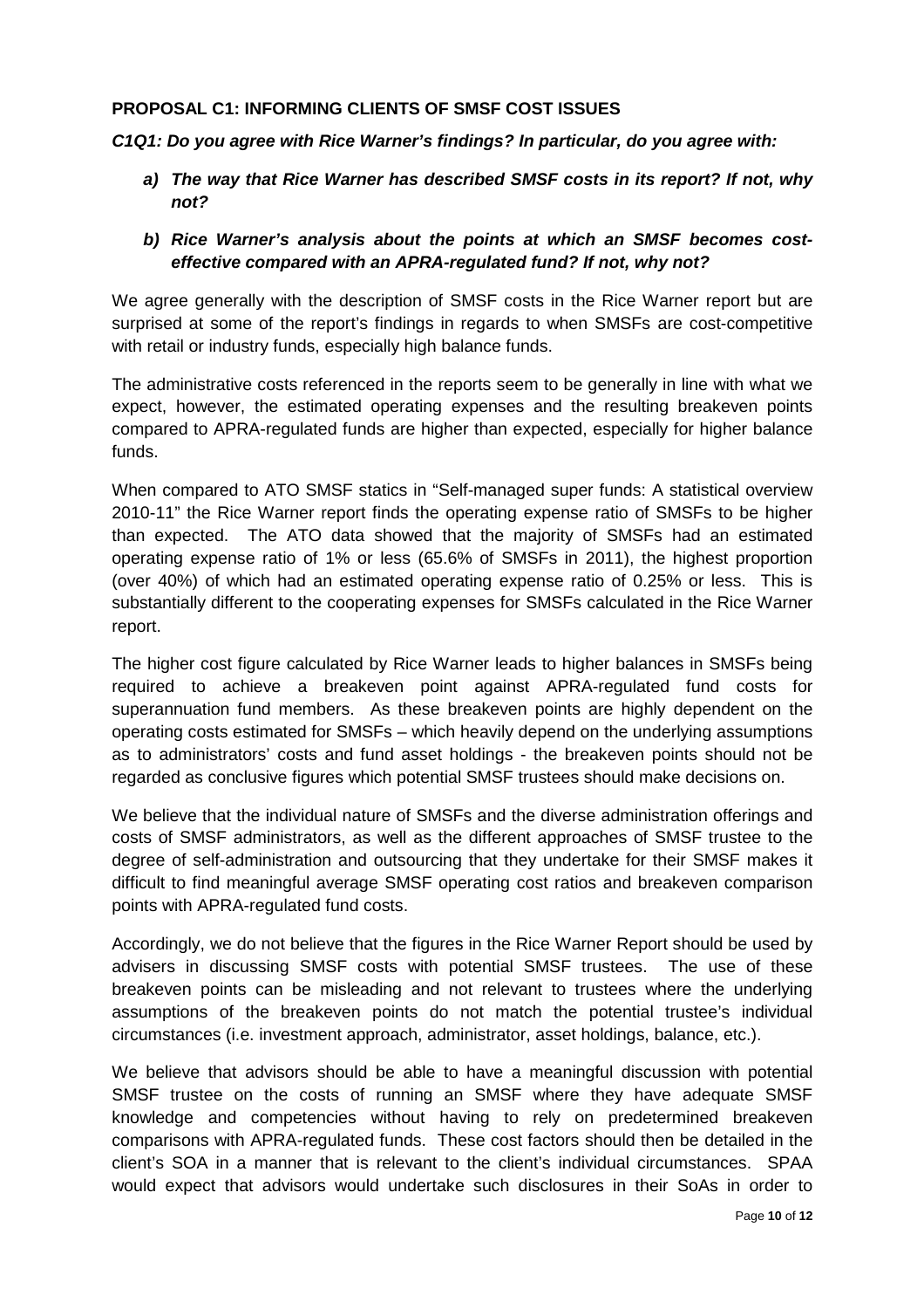**PROPOSAL C1: INFORMING CLIENTS OF SMSF COST ISSUES**

***C1Q1: Do you agree with Rice Warner's findings? In particular, do you agree with:***

- ***a) The way that Rice Warner has described SMSF costs in its report? If not, why not?***
- ***b) Rice Warner's analysis about the points at which an SMSF becomes cost-effective compared with an APRA-regulated fund? If not, why not?***

We agree generally with the description of SMSF costs in the Rice Warner report but are surprised at some of the report's findings in regards to when SMSFs are cost-competitive with retail or industry funds, especially high balance funds.

The administrative costs referenced in the reports seem to be generally in line with what we expect, however, the estimated operating expenses and the resulting breakeven points compared to APRA-regulated funds are higher than expected, especially for higher balance funds.

When compared to ATO SMSF statics in "Self-managed super funds: A statistical overview 2010-11" the Rice Warner report finds the operating expense ratio of SMSFs to be higher than expected. The ATO data showed that the majority of SMSFs had an estimated operating expense ratio of 1% or less (65.6% of SMSFs in 2011), the highest proportion (over 40%) of which had an estimated operating expense ratio of 0.25% or less. This is substantially different to the cooperating expenses for SMSFs calculated in the Rice Warner report.

The higher cost figure calculated by Rice Warner leads to higher balances in SMSFs being required to achieve a breakeven point against APRA-regulated fund costs for superannuation fund members. As these breakeven points are highly dependent on the operating costs estimated for SMSFs – which heavily depend on the underlying assumptions as to administrators' costs and fund asset holdings - the breakeven points should not be regarded as conclusive figures which potential SMSF trustees should make decisions on.

We believe that the individual nature of SMSFs and the diverse administration offerings and costs of SMSF administrators, as well as the different approaches of SMSF trustee to the degree of self-administration and outsourcing that they undertake for their SMSF makes it difficult to find meaningful average SMSF operating cost ratios and breakeven comparison points with APRA-regulated fund costs.

Accordingly, we do not believe that the figures in the Rice Warner Report should be used by advisers in discussing SMSF costs with potential SMSF trustees. The use of these breakeven points can be misleading and not relevant to trustees where the underlying assumptions of the breakeven points do not match the potential trustee's individual circumstances (i.e. investment approach, administrator, asset holdings, balance, etc.).

We believe that advisors should be able to have a meaningful discussion with potential SMSF trustee on the costs of running an SMSF where they have adequate SMSF knowledge and competencies without having to rely on predetermined breakeven comparisons with APRA-regulated funds. These cost factors should then be detailed in the client's SOA in a manner that is relevant to the client's individual circumstances. SPAA would expect that advisors would undertake such disclosures in their SoAs in order to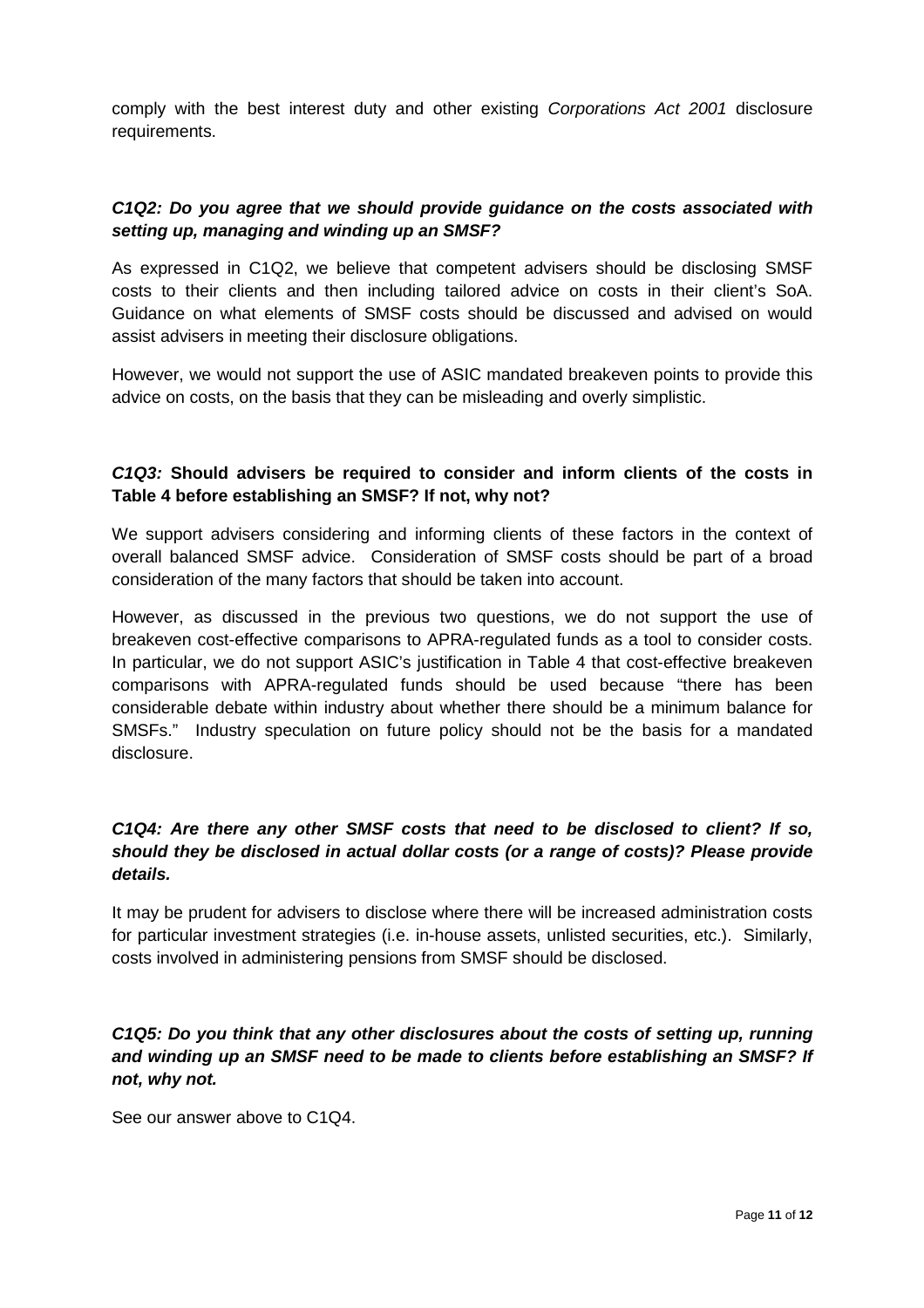comply with the best interest duty and other existing *Corporations Act 2001* disclosure requirements.

***C1Q2: Do you agree that we should provide guidance on the costs associated with setting up, managing and winding up an SMSF?***

As expressed in C1Q2, we believe that competent advisers should be disclosing SMSF costs to their clients and then including tailored advice on costs in their client's SoA. Guidance on what elements of SMSF costs should be discussed and advised on would assist advisers in meeting their disclosure obligations.

However, we would not support the use of ASIC mandated breakeven points to provide this advice on costs, on the basis that they can be misleading and overly simplistic.

***C1Q3:* Should advisers be required to consider and inform clients of the costs in Table 4 before establishing an SMSF? If not, why not?**

We support advisers considering and informing clients of these factors in the context of overall balanced SMSF advice. Consideration of SMSF costs should be part of a broad consideration of the many factors that should be taken into account.

However, as discussed in the previous two questions, we do not support the use of breakeven cost-effective comparisons to APRA-regulated funds as a tool to consider costs. In particular, we do not support ASIC's justification in Table 4 that cost-effective breakeven comparisons with APRA-regulated funds should be used because "there has been considerable debate within industry about whether there should be a minimum balance for SMSFs." Industry speculation on future policy should not be the basis for a mandated disclosure.

***C1Q4: Are there any other SMSF costs that need to be disclosed to client? If so, should they be disclosed in actual dollar costs (or a range of costs)? Please provide details.***

It may be prudent for advisers to disclose where there will be increased administration costs for particular investment strategies (i.e. in-house assets, unlisted securities, etc.). Similarly, costs involved in administering pensions from SMSF should be disclosed.

***C1Q5: Do you think that any other disclosures about the costs of setting up, running and winding up an SMSF need to be made to clients before establishing an SMSF? If not, why not.***

See our answer above to C1Q4.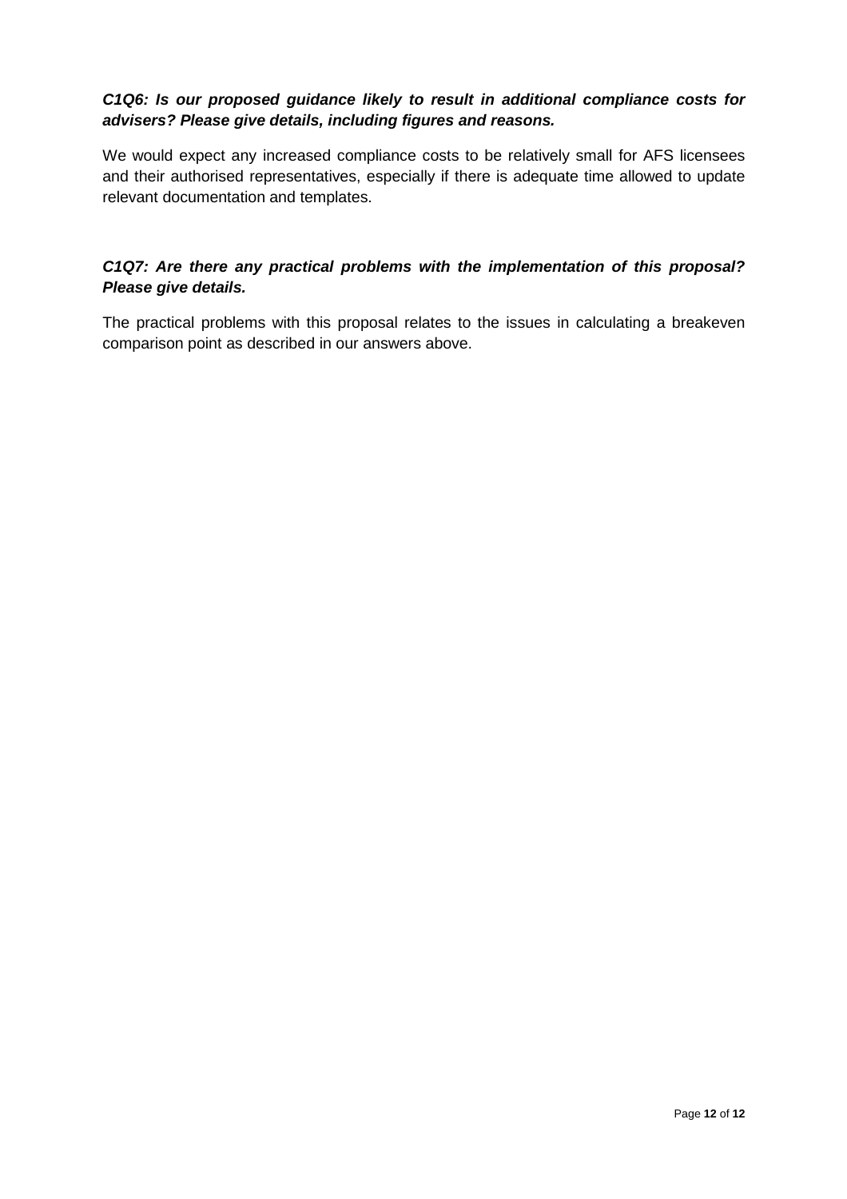***C1Q6: Is our proposed guidance likely to result in additional compliance costs for advisers? Please give details, including figures and reasons.***

We would expect any increased compliance costs to be relatively small for AFS licensees and their authorised representatives, especially if there is adequate time allowed to update relevant documentation and templates.

***C1Q7: Are there any practical problems with the implementation of this proposal? Please give details.***

The practical problems with this proposal relates to the issues in calculating a breakeven comparison point as described in our answers above.